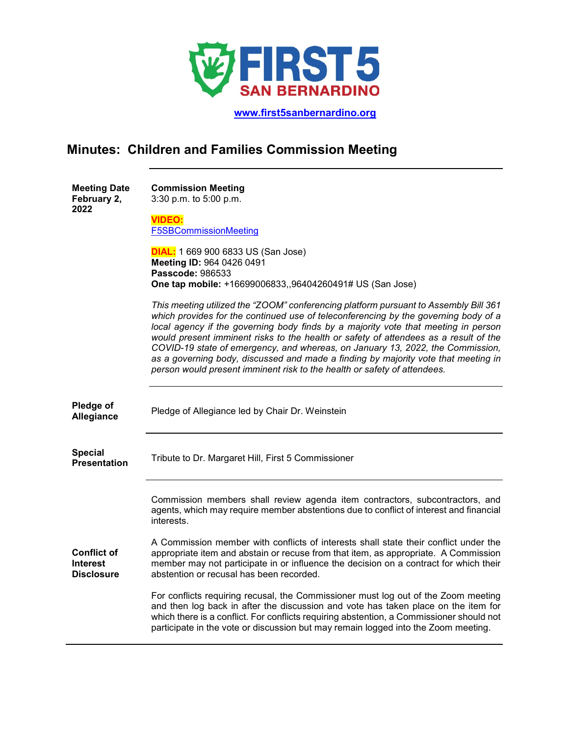# FIRST 5 SAN BERNARDINO

**www.first5sanbernardino.org**

## Minutes: Children and Families Commission Meeting

**Meeting Date February 2, 2022**

**Commission Meeting**
3:30 p.m. to 5:00 p.m.

**VIDEO:**
F5SBCommissionMeeting

**DIAL:** 1 669 900 6833 US (San Jose)
**Meeting ID:** 964 0426 0491
**Passcode:** 986533
**One tap mobile:** +16699006833,,96404260491# US (San Jose)

*This meeting utilized the "ZOOM" conferencing platform pursuant to Assembly Bill 361 which provides for the continued use of teleconferencing by the governing body of a local agency if the governing body finds by a majority vote that meeting in person would present imminent risks to the health or safety of attendees as a result of the COVID-19 state of emergency, and whereas, on January 13, 2022, the Commission, as a governing body, discussed and made a finding by majority vote that meeting in person would present imminent risk to the health or safety of attendees.*

---

**Pledge of Allegiance**

Pledge of Allegiance led by Chair Dr. Weinstein

---

**Special Presentation**

Tribute to Dr. Margaret Hill, First 5 Commissioner

---

**Conflict of Interest Disclosure**

Commission members shall review agenda item contractors, subcontractors, and agents, which may require member abstentions due to conflict of interest and financial interests.

A Commission member with conflicts of interests shall state their conflict under the appropriate item and abstain or recuse from that item, as appropriate. A Commission member may not participate in or influence the decision on a contract for which their abstention or recusal has been recorded.

For conflicts requiring recusal, the Commissioner must log out of the Zoom meeting and then log back in after the discussion and vote has taken place on the item for which there is a conflict. For conflicts requiring abstention, a Commissioner should not participate in the vote or discussion but may remain logged into the Zoom meeting.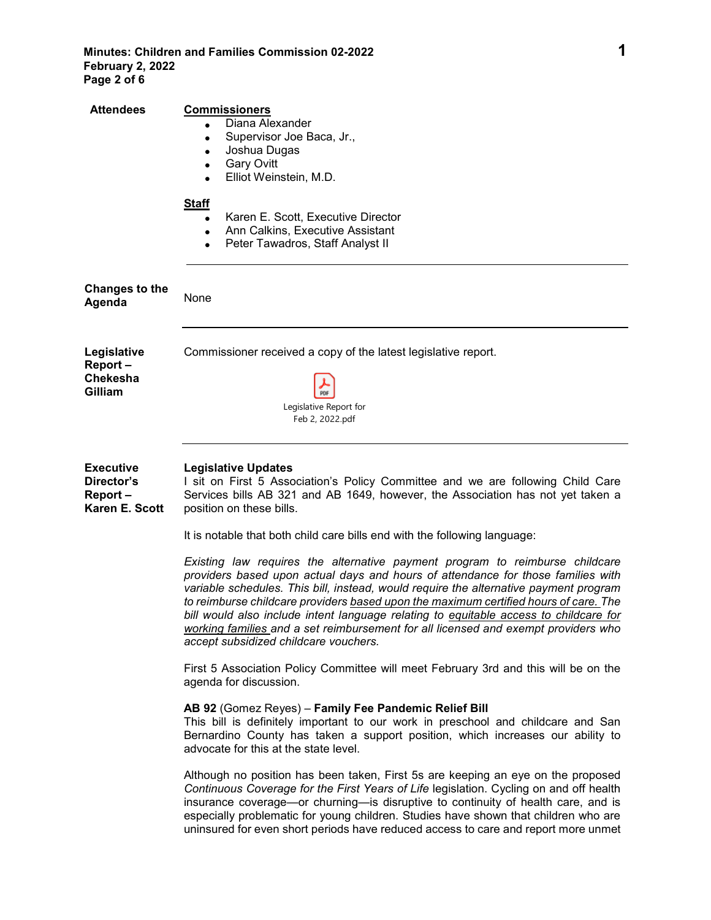| **Attendees** | **Commissioners** |
|---|---|
| | • Diana Alexander<br>• Supervisor Joe Baca, Jr.,<br>• Joshua Dugas<br>• Gary Ovitt<br>• Elliot Weinstein, M.D. |
| | **Staff** |
| | • Karen E. Scott, Executive Director<br>• Ann Calkins, Executive Assistant<br>• Peter Tawadros, Staff Analyst II |

---

**Changes to the Agenda**

None

---

**Legislative Report – Chekesha Gilliam**

Commissioner received a copy of the latest legislative report.

Legislative Report for Feb 2, 2022.pdf

---

**Executive Director's Report – Karen E. Scott**

**Legislative Updates**

I sit on First 5 Association's Policy Committee and we are following Child Care Services bills AB 321 and AB 1649, however, the Association has not yet taken a position on these bills.

It is notable that both child care bills end with the following language:

*Existing law requires the alternative payment program to reimburse childcare providers based upon actual days and hours of attendance for those families with variable schedules. This bill, instead, would require the alternative payment program to reimburse childcare providers* <u>*based upon the maximum certified hours of care.*</u> *The bill would also include intent language relating to* <u>*equitable access to childcare for working families*</u> *and a set reimbursement for all licensed and exempt providers who accept subsidized childcare vouchers.*

First 5 Association Policy Committee will meet February 3rd and this will be on the agenda for discussion.

**AB 92** (Gomez Reyes) – **Family Fee Pandemic Relief Bill**

This bill is definitely important to our work in preschool and childcare and San Bernardino County has taken a support position, which increases our ability to advocate for this at the state level.

Although no position has been taken, First 5s are keeping an eye on the proposed *Continuous Coverage for the First Years of Life* legislation. Cycling on and off health insurance coverage—or churning—is disruptive to continuity of health care, and is especially problematic for young children. Studies have shown that children who are uninsured for even short periods have reduced access to care and report more unmet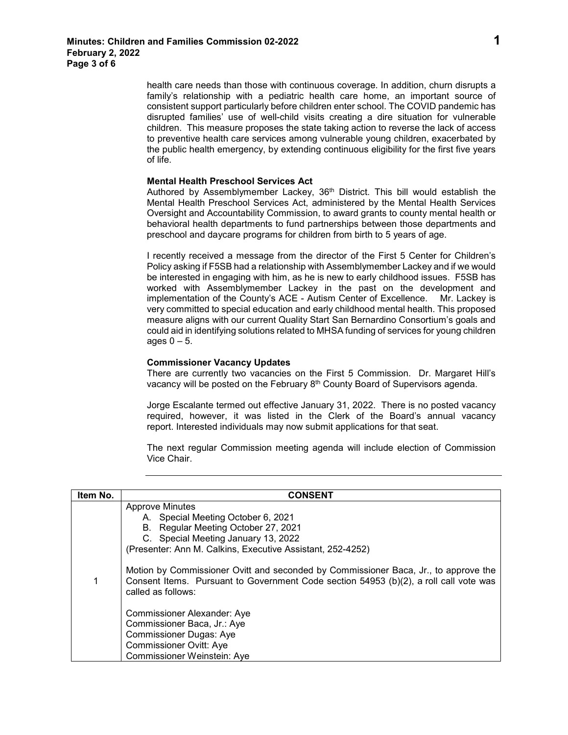health care needs than those with continuous coverage. In addition, churn disrupts a family's relationship with a pediatric health care home, an important source of consistent support particularly before children enter school. The COVID pandemic has disrupted families' use of well-child visits creating a dire situation for vulnerable children. This measure proposes the state taking action to reverse the lack of access to preventive health care services among vulnerable young children, exacerbated by the public health emergency, by extending continuous eligibility for the first five years of life.

**Mental Health Preschool Services Act**
Authored by Assemblymember Lackey, 36th District. This bill would establish the Mental Health Preschool Services Act, administered by the Mental Health Services Oversight and Accountability Commission, to award grants to county mental health or behavioral health departments to fund partnerships between those departments and preschool and daycare programs for children from birth to 5 years of age.

I recently received a message from the director of the First 5 Center for Children's Policy asking if F5SB had a relationship with Assemblymember Lackey and if we would be interested in engaging with him, as he is new to early childhood issues. F5SB has worked with Assemblymember Lackey in the past on the development and implementation of the County's ACE - Autism Center of Excellence. Mr. Lackey is very committed to special education and early childhood mental health. This proposed measure aligns with our current Quality Start San Bernardino Consortium's goals and could aid in identifying solutions related to MHSA funding of services for young children ages 0 – 5.

**Commissioner Vacancy Updates**
There are currently two vacancies on the First 5 Commission. Dr. Margaret Hill's vacancy will be posted on the February 8th County Board of Supervisors agenda.

Jorge Escalante termed out effective January 31, 2022. There is no posted vacancy required, however, it was listed in the Clerk of the Board's annual vacancy report. Interested individuals may now submit applications for that seat.

The next regular Commission meeting agenda will include election of Commission Vice Chair.

---

| Item No. | CONSENT |
|---|---|
| 1 | Approve Minutes<br>A. Special Meeting October 6, 2021<br>B. Regular Meeting October 27, 2021<br>C. Special Meeting January 13, 2022<br>(Presenter: Ann M. Calkins, Executive Assistant, 252-4252)<br><br>Motion by Commissioner Ovitt and seconded by Commissioner Baca, Jr., to approve the Consent Items. Pursuant to Government Code section 54953 (b)(2), a roll call vote was called as follows:<br><br>Commissioner Alexander: Aye<br>Commissioner Baca, Jr.: Aye<br>Commissioner Dugas: Aye<br>Commissioner Ovitt: Aye<br>Commissioner Weinstein: Aye |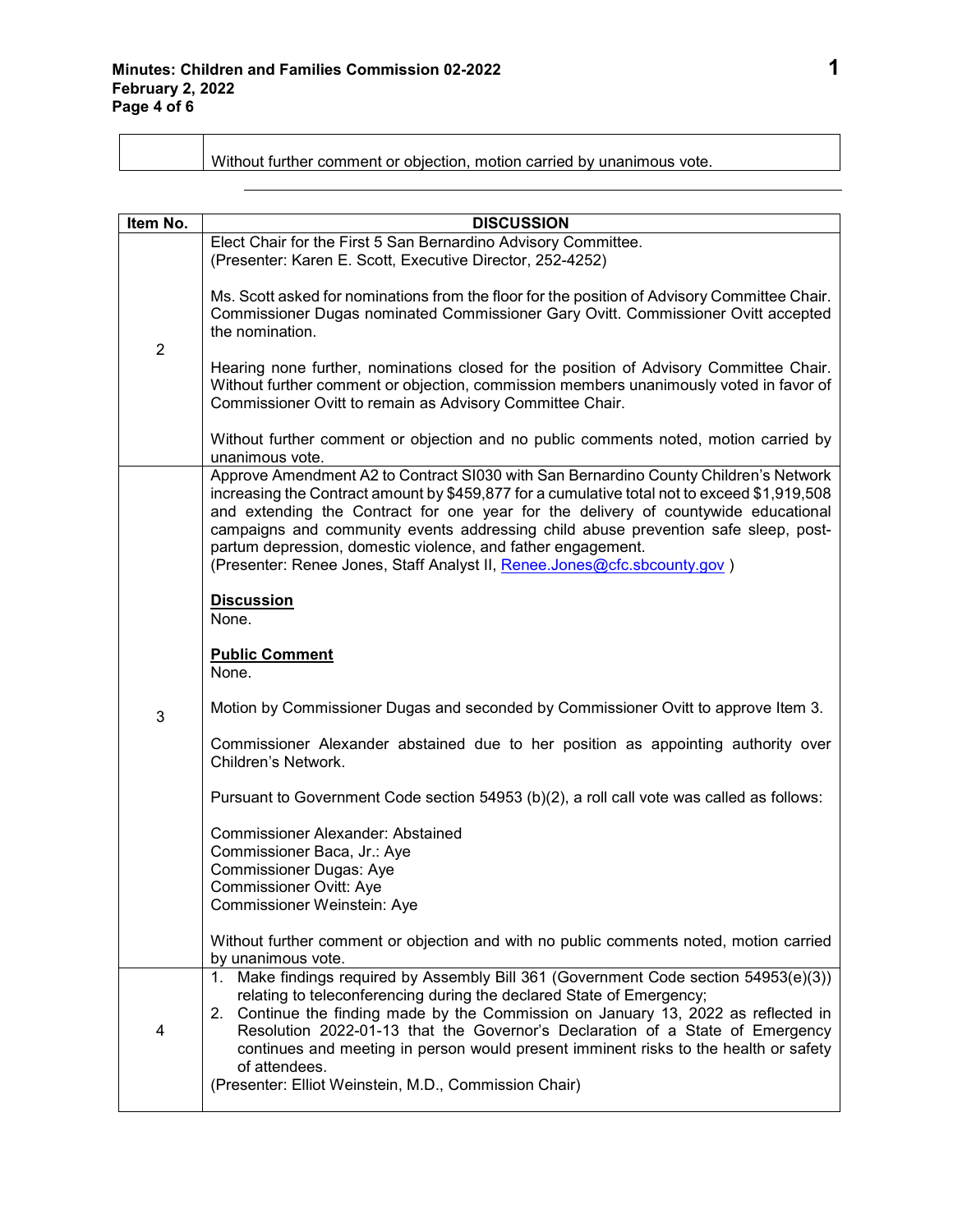| | |
|---|---|
| | Without further comment or objection, motion carried by unanimous vote. |

---

| Item No. | DISCUSSION |
|---|---|
| 2 | Elect Chair for the First 5 San Bernardino Advisory Committee.<br>(Presenter: Karen E. Scott, Executive Director, 252-4252)<br><br>Ms. Scott asked for nominations from the floor for the position of Advisory Committee Chair. Commissioner Dugas nominated Commissioner Gary Ovitt. Commissioner Ovitt accepted the nomination.<br><br>Hearing none further, nominations closed for the position of Advisory Committee Chair. Without further comment or objection, commission members unanimously voted in favor of Commissioner Ovitt to remain as Advisory Committee Chair.<br><br>Without further comment or objection and no public comments noted, motion carried by unanimous vote. |
| 3 | Approve Amendment A2 to Contract SI030 with San Bernardino County Children's Network increasing the Contract amount by $459,877 for a cumulative total not to exceed $1,919,508 and extending the Contract for one year for the delivery of countywide educational campaigns and community events addressing child abuse prevention safe sleep, post-partum depression, domestic violence, and father engagement.<br>(Presenter: Renee Jones, Staff Analyst II, Renee.Jones@cfc.sbcounty.gov )<br><br>**Discussion**<br>None.<br><br>**Public Comment**<br>None.<br><br>Motion by Commissioner Dugas and seconded by Commissioner Ovitt to approve Item 3.<br><br>Commissioner Alexander abstained due to her position as appointing authority over Children's Network.<br><br>Pursuant to Government Code section 54953 (b)(2), a roll call vote was called as follows:<br><br>Commissioner Alexander: Abstained<br>Commissioner Baca, Jr.: Aye<br>Commissioner Dugas: Aye<br>Commissioner Ovitt: Aye<br>Commissioner Weinstein: Aye<br><br>Without further comment or objection and with no public comments noted, motion carried by unanimous vote. |
| 4 | 1. Make findings required by Assembly Bill 361 (Government Code section 54953(e)(3)) relating to teleconferencing during the declared State of Emergency;<br>2. Continue the finding made by the Commission on January 13, 2022 as reflected in Resolution 2022-01-13 that the Governor's Declaration of a State of Emergency continues and meeting in person would present imminent risks to the health or safety of attendees.<br>(Presenter: Elliot Weinstein, M.D., Commission Chair) |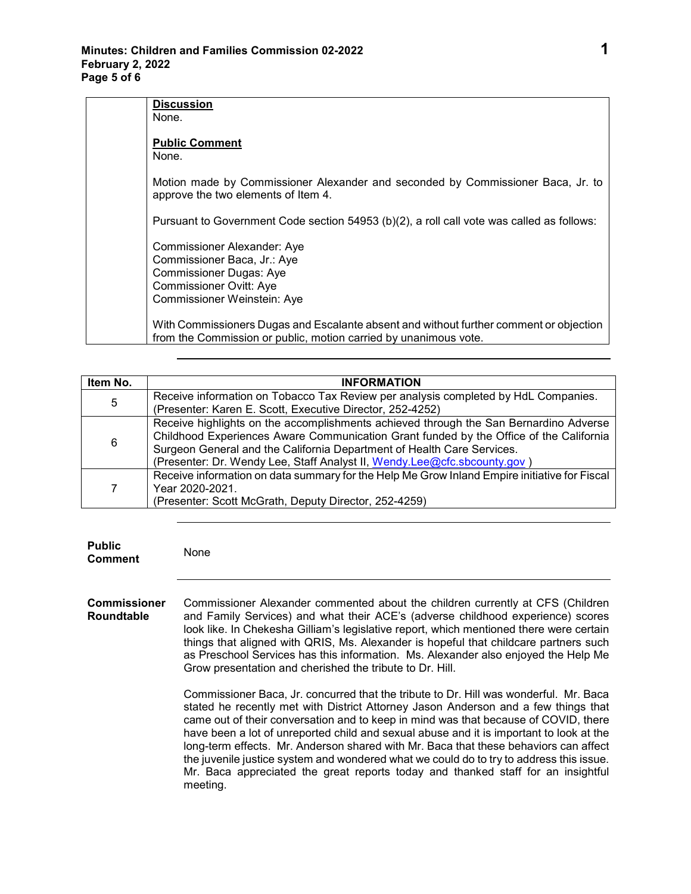| | **Discussion**<br>None.<br><br>**Public Comment**<br>None.<br><br>Motion made by Commissioner Alexander and seconded by Commissioner Baca, Jr. to approve the two elements of Item 4.<br><br>Pursuant to Government Code section 54953 (b)(2), a roll call vote was called as follows:<br><br>Commissioner Alexander: Aye<br>Commissioner Baca, Jr.: Aye<br>Commissioner Dugas: Aye<br>Commissioner Ovitt: Aye<br>Commissioner Weinstein: Aye<br><br>With Commissioners Dugas and Escalante absent and without further comment or objection from the Commission or public, motion carried by unanimous vote. |
|---|---|

---

| Item No. | INFORMATION |
|---|---|
| 5 | Receive information on Tobacco Tax Review per analysis completed by HdL Companies.<br>(Presenter: Karen E. Scott, Executive Director, 252-4252) |
| 6 | Receive highlights on the accomplishments achieved through the San Bernardino Adverse Childhood Experiences Aware Communication Grant funded by the Office of the California Surgeon General and the California Department of Health Care Services.<br>(Presenter: Dr. Wendy Lee, Staff Analyst II, Wendy.Lee@cfc.sbcounty.gov ) |
| 7 | Receive information on data summary for the Help Me Grow Inland Empire initiative for Fiscal Year 2020-2021.<br>(Presenter: Scott McGrath, Deputy Director, 252-4259) |

---

**Public Comment**

None

---

**Commissioner Roundtable**

Commissioner Alexander commented about the children currently at CFS (Children and Family Services) and what their ACE's (adverse childhood experience) scores look like. In Chekesha Gilliam's legislative report, which mentioned there were certain things that aligned with QRIS, Ms. Alexander is hopeful that childcare partners such as Preschool Services has this information. Ms. Alexander also enjoyed the Help Me Grow presentation and cherished the tribute to Dr. Hill.

Commissioner Baca, Jr. concurred that the tribute to Dr. Hill was wonderful. Mr. Baca stated he recently met with District Attorney Jason Anderson and a few things that came out of their conversation and to keep in mind was that because of COVID, there have been a lot of unreported child and sexual abuse and it is important to look at the long-term effects. Mr. Anderson shared with Mr. Baca that these behaviors can affect the juvenile justice system and wondered what we could do to try to address this issue. Mr. Baca appreciated the great reports today and thanked staff for an insightful meeting.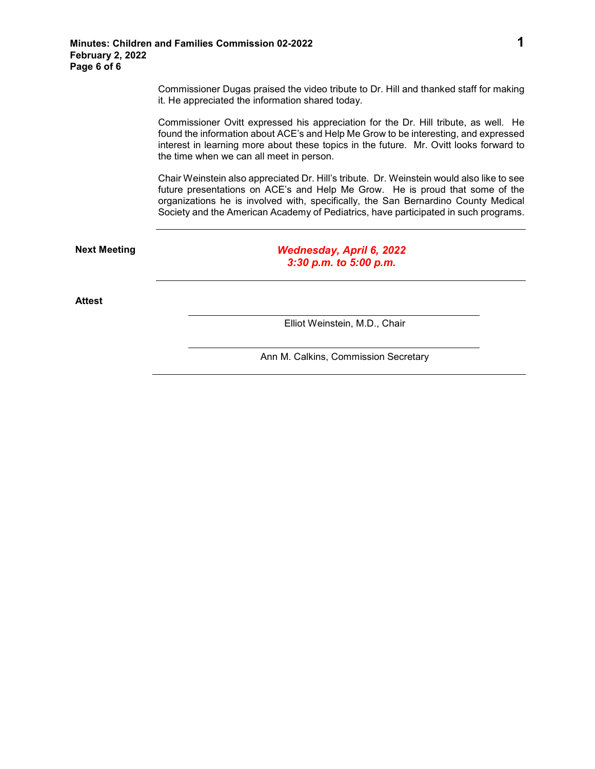Commissioner Dugas praised the video tribute to Dr. Hill and thanked staff for making it. He appreciated the information shared today.

Commissioner Ovitt expressed his appreciation for the Dr. Hill tribute, as well. He found the information about ACE's and Help Me Grow to be interesting, and expressed interest in learning more about these topics in the future. Mr. Ovitt looks forward to the time when we can all meet in person.

Chair Weinstein also appreciated Dr. Hill's tribute. Dr. Weinstein would also like to see future presentations on ACE's and Help Me Grow. He is proud that some of the organizations he is involved with, specifically, the San Bernardino County Medical Society and the American Academy of Pediatrics, have participated in such programs.

---

**Next Meeting**

***Wednesday, April 6, 2022***
***3:30 p.m. to 5:00 p.m.***

---

**Attest**

\_\_\_\_\_\_\_\_\_\_\_\_\_\_\_\_\_\_\_\_\_\_\_\_\_\_\_\_\_\_\_\_\_\_\_\_\_\_\_\_

Elliot Weinstein, M.D., Chair

\_\_\_\_\_\_\_\_\_\_\_\_\_\_\_\_\_\_\_\_\_\_\_\_\_\_\_\_\_\_\_\_\_\_\_\_\_\_\_\_

Ann M. Calkins, Commission Secretary